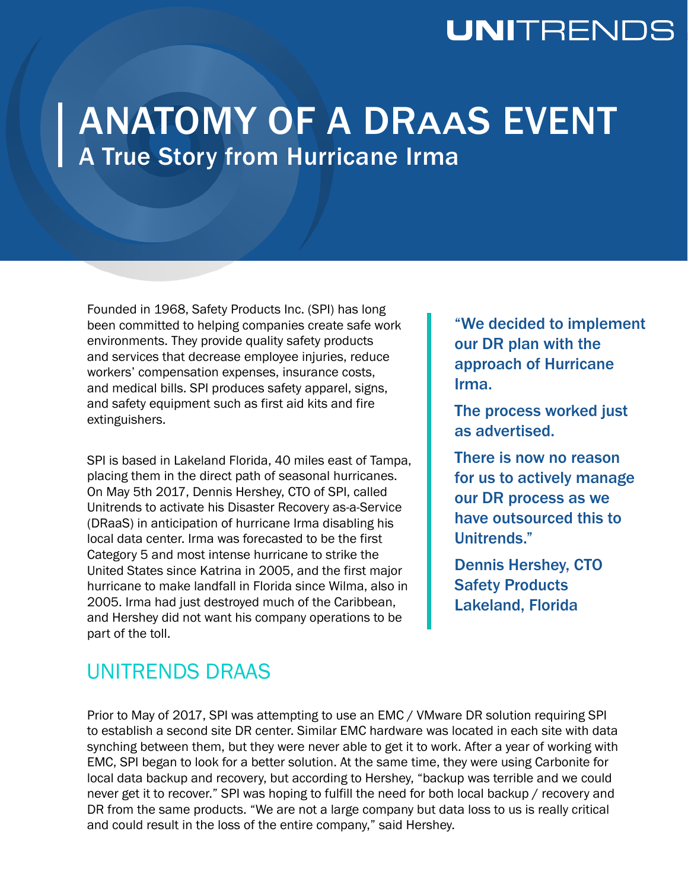UNITRENDS

# ANATOMY OF A DRaaS EVENT

## A True Story from Hurricane Irma

Founded in 1968, Safety Products Inc. (SPI) has long been committed to helping companies create safe work environments. They provide quality safety products and services that decrease employee injuries, reduce workers' compensation expenses, insurance costs, and medical bills. SPI produces safety apparel, signs, and safety equipment such as first aid kits and fire extinguishers.

SPI is based in Lakeland Florida, 40 miles east of Tampa, placing them in the direct path of seasonal hurricanes. On May 5th 2017, Dennis Hershey, CTO of SPI, called Unitrends to activate his Disaster Recovery as-a-Service (DRaaS) in anticipation of hurricane Irma disabling his local data center. Irma was forecasted to be the first Category 5 and most intense hurricane to strike the United States since Katrina in 2005, and the first major hurricane to make landfall in Florida since Wilma, also in 2005. Irma had just destroyed much of the Caribbean, and Hershey did not want his company operations to be part of the toll.

> **"We decided to implement our DR plan with the approach of Hurricane Irma.**
>
> **The process worked just as advertised.**
>
> **There is now no reason for us to actively manage our DR process as we have outsourced this to Unitrends."**
>
> **Dennis Hershey, CTO**
> **Safety Products**
> **Lakeland, Florida**

## UNITRENDS DRAAS

Prior to May of 2017, SPI was attempting to use an EMC / VMware DR solution requiring SPI to establish a second site DR center. Similar EMC hardware was located in each site with data synching between them, but they were never able to get it to work. After a year of working with EMC, SPI began to look for a better solution. At the same time, they were using Carbonite for local data backup and recovery, but according to Hershey, "backup was terrible and we could never get it to recover." SPI was hoping to fulfill the need for both local backup / recovery and DR from the same products. "We are not a large company but data loss to us is really critical and could result in the loss of the entire company," said Hershey.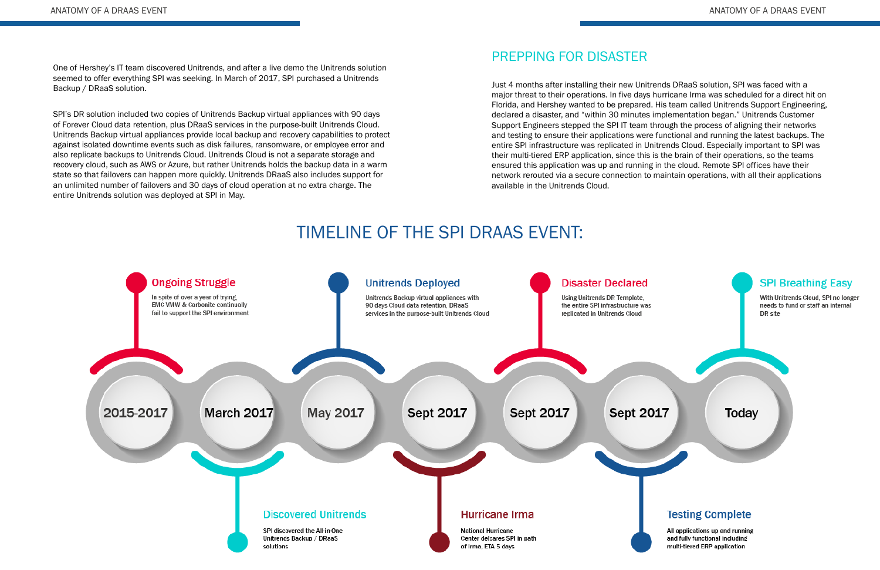One of Hershey's IT team discovered Unitrends, and after a live demo the Unitrends solution seemed to offer everything SPI was seeking. In March of 2017, SPI purchased a Unitrends Backup / DRaaS solution.

SPI's DR solution included two copies of Unitrends Backup virtual appliances with 90 days of Forever Cloud data retention, plus DRaaS services in the purpose-built Unitrends Cloud. Unitrends Backup virtual appliances provide local backup and recovery capabilities to protect against isolated downtime events such as disk failures, ransomware, or employee error and also replicate backups to Unitrends Cloud. Unitrends Cloud is not a separate storage and recovery cloud, such as AWS or Azure, but rather Unitrends holds the backup data in a warm state so that failovers can happen more quickly. Unitrends DRaaS also includes support for an unlimited number of failovers and 30 days of cloud operation at no extra charge. The entire Unitrends solution was deployed at SPI in May.

## PREPPING FOR DISASTER

Just 4 months after installing their new Unitrends DRaaS solution, SPI was faced with a major threat to their operations. In five days hurricane Irma was scheduled for a direct hit on Florida, and Hershey wanted to be prepared. His team called Unitrends Support Engineering, declared a disaster, and "within 30 minutes implementation began." Unitrends Customer Support Engineers stepped the SPI IT team through the process of aligning their networks and testing to ensure their applications were functional and running the latest backups. The entire SPI infrastructure was replicated in Unitrends Cloud. Especially important to SPI was their multi-tiered ERP application, since this is the brain of their operations, so the teams ensured this application was up and running in the cloud. Remote SPI offices have their network rerouted via a secure connection to maintain operations, with all their applications available in the Unitrends Cloud.

## TIMELINE OF THE SPI DRAAS EVENT:

**2015-2017 — Ongoing Struggle**
In spite of over a year of trying, EMC VMW & Carbonite continually fail to support the SPI environment

**March 2017 — Discovered Unitrends**
SPI discovered the All-in-One Unitrends Backup / DReaS solutions

**May 2017 — Unitrends Deployed**
Unitrends Backup virtual appliances with 90 days Cloud data retention, DRaaS services in the purpose-built Unitrends Cloud

**Sept 2017 — Hurricane Irma**
National Hurricane Center delcares SPI in path of Irma, ETA 5 days

**Sept 2017 — Disaster Declared**
Using Unitrends DR Template, the entire SPI infrastructure was replicated in Unitrends Cloud

**Sept 2017 — Testing Complete**
All applications up and running and fully functional including multi-tiered ERP application

**Today — SPI Breathing Easy**
With Unitrends Cloud, SPI no longer needs to fund or staff an internal DR site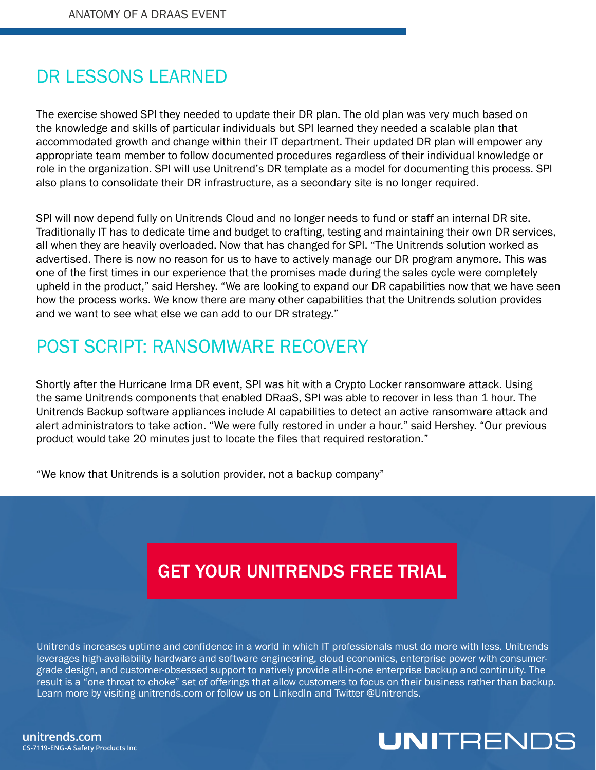## DR LESSONS LEARNED

The exercise showed SPI they needed to update their DR plan. The old plan was very much based on the knowledge and skills of particular individuals but SPI learned they needed a scalable plan that accommodated growth and change within their IT department. Their updated DR plan will empower any appropriate team member to follow documented procedures regardless of their individual knowledge or role in the organization. SPI will use Unitrend's DR template as a model for documenting this process. SPI also plans to consolidate their DR infrastructure, as a secondary site is no longer required.

SPI will now depend fully on Unitrends Cloud and no longer needs to fund or staff an internal DR site. Traditionally IT has to dedicate time and budget to crafting, testing and maintaining their own DR services, all when they are heavily overloaded. Now that has changed for SPI. "The Unitrends solution worked as advertised. There is now no reason for us to have to actively manage our DR program anymore. This was one of the first times in our experience that the promises made during the sales cycle were completely upheld in the product," said Hershey. "We are looking to expand our DR capabilities now that we have seen how the process works. We know there are many other capabilities that the Unitrends solution provides and we want to see what else we can add to our DR strategy."

## POST SCRIPT: RANSOMWARE RECOVERY

Shortly after the Hurricane Irma DR event, SPI was hit with a Crypto Locker ransomware attack. Using the same Unitrends components that enabled DRaaS, SPI was able to recover in less than 1 hour. The Unitrends Backup software appliances include AI capabilities to detect an active ransomware attack and alert administrators to take action. "We were fully restored in under a hour." said Hershey. "Our previous product would take 20 minutes just to locate the files that required restoration."

"We know that Unitrends is a solution provider, not a backup company"

**GET YOUR UNITRENDS FREE TRIAL**

Unitrends increases uptime and confidence in a world in which IT professionals must do more with less. Unitrends leverages high-availability hardware and software engineering, cloud economics, enterprise power with consumer-grade design, and customer-obsessed support to natively provide all-in-one enterprise backup and continuity. The result is a "one throat to choke" set of offerings that allow customers to focus on their business rather than backup. Learn more by visiting unitrends.com or follow us on LinkedIn and Twitter @Unitrends.

**unitrends.com**
CS-7119-ENG-A Safety Products Inc

UNITRENDS